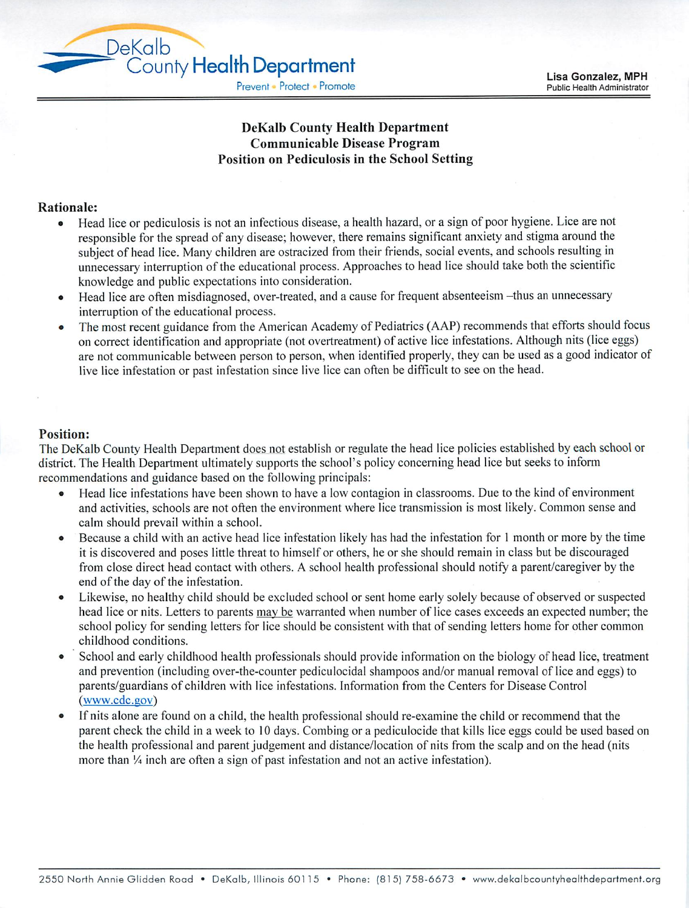DeKalb County Health Department

Prevent • Protect • Promote

**Lisa Gonzalez, MPH**
Public Health Administrator

# DeKalb County Health Department
## Communicable Disease Program
## Position on Pediculosis in the School Setting

### Rationale:

- Head lice or pediculosis is not an infectious disease, a health hazard, or a sign of poor hygiene. Lice are not responsible for the spread of any disease; however, there remains significant anxiety and stigma around the subject of head lice. Many children are ostracized from their friends, social events, and schools resulting in unnecessary interruption of the educational process. Approaches to head lice should take both the scientific knowledge and public expectations into consideration.
- Head lice are often misdiagnosed, over-treated, and a cause for frequent absenteeism –thus an unnecessary interruption of the educational process.
- The most recent guidance from the American Academy of Pediatrics (AAP) recommends that efforts should focus on correct identification and appropriate (not overtreatment) of active lice infestations. Although nits (lice eggs) are not communicable between person to person, when identified properly, they can be used as a good indicator of live lice infestation or past infestation since live lice can often be difficult to see on the head.

### Position:

The DeKalb County Health Department does not establish or regulate the head lice policies established by each school or district. The Health Department ultimately supports the school's policy concerning head lice but seeks to inform recommendations and guidance based on the following principals:

- Head lice infestations have been shown to have a low contagion in classrooms. Due to the kind of environment and activities, schools are not often the environment where lice transmission is most likely. Common sense and calm should prevail within a school.
- Because a child with an active head lice infestation likely has had the infestation for 1 month or more by the time it is discovered and poses little threat to himself or others, he or she should remain in class but be discouraged from close direct head contact with others. A school health professional should notify a parent/caregiver by the end of the day of the infestation.
- Likewise, no healthy child should be excluded school or sent home early solely because of observed or suspected head lice or nits. Letters to parents may be warranted when number of lice cases exceeds an expected number; the school policy for sending letters for lice should be consistent with that of sending letters home for other common childhood conditions.
- School and early childhood health professionals should provide information on the biology of head lice, treatment and prevention (including over-the-counter pediculocidal shampoos and/or manual removal of lice and eggs) to parents/guardians of children with lice infestations. Information from the Centers for Disease Control (www.cdc.gov)
- If nits alone are found on a child, the health professional should re-examine the child or recommend that the parent check the child in a week to 10 days. Combing or a pediculocide that kills lice eggs could be used based on the health professional and parent judgement and distance/location of nits from the scalp and on the head (nits more than ¼ inch are often a sign of past infestation and not an active infestation).

2550 North Annie Glidden Road • DeKalb, Illinois 60115 • Phone: (815) 758-6673 • www.dekalbcountyhealthdepartment.org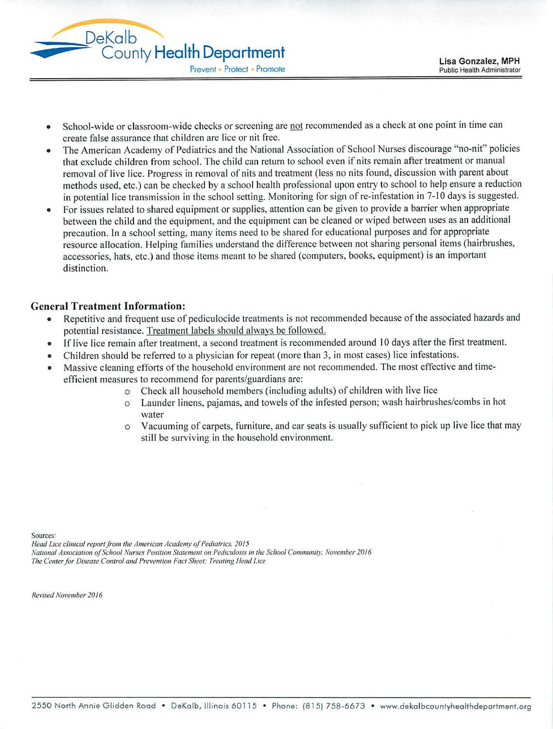- School-wide or classroom-wide checks or screening are not recommended as a check at one point in time can create false assurance that children are lice or nit free.
- The American Academy of Pediatrics and the National Association of School Nurses discourage "no-nit" policies that exclude children from school. The child can return to school even if nits remain after treatment or manual removal of live lice. Progress in removal of nits and treatment (less no nits found, discussion with parent about methods used, etc.) can be checked by a school health professional upon entry to school to help ensure a reduction in potential lice transmission in the school setting. Monitoring for sign of re-infestation in 7-10 days is suggested.
- For issues related to shared equipment or supplies, attention can be given to provide a barrier when appropriate between the child and the equipment, and the equipment can be cleaned or wiped between uses as an additional precaution. In a school setting, many items need to be shared for educational purposes and for appropriate resource allocation. Helping families understand the difference between not sharing personal items (hairbrushes, accessories, hats, etc.) and those items meant to be shared (computers, books, equipment) is an important distinction.

## General Treatment Information:

- Repetitive and frequent use of pediculocide treatments is not recommended because of the associated hazards and potential resistance. Treatment labels should always be followed.
- If live lice remain after treatment, a second treatment is recommended around 10 days after the first treatment.
- Children should be referred to a physician for repeat (more than 3, in most cases) lice infestations.
- Massive cleaning efforts of the household environment are not recommended. The most effective and time-efficient measures to recommend for parents/guardians are:
  - Check all household members (including adults) of children with live lice
  - Launder linens, pajamas, and towels of the infested person; wash hairbrushes/combs in hot water
  - Vacuuming of carpets, furniture, and car seats is usually sufficient to pick up live lice that may still be surviving in the household environment.

Sources:
*Head Lice clinical report from the American Academy of Pediatrics, 2015*
*National Association of School Nurses Position Statement on Pediculosis in the School Community, November 2016*
*The Center for Disease Control and Prevention Fact Sheet: Treating Head Lice*

*Revised November 2016*